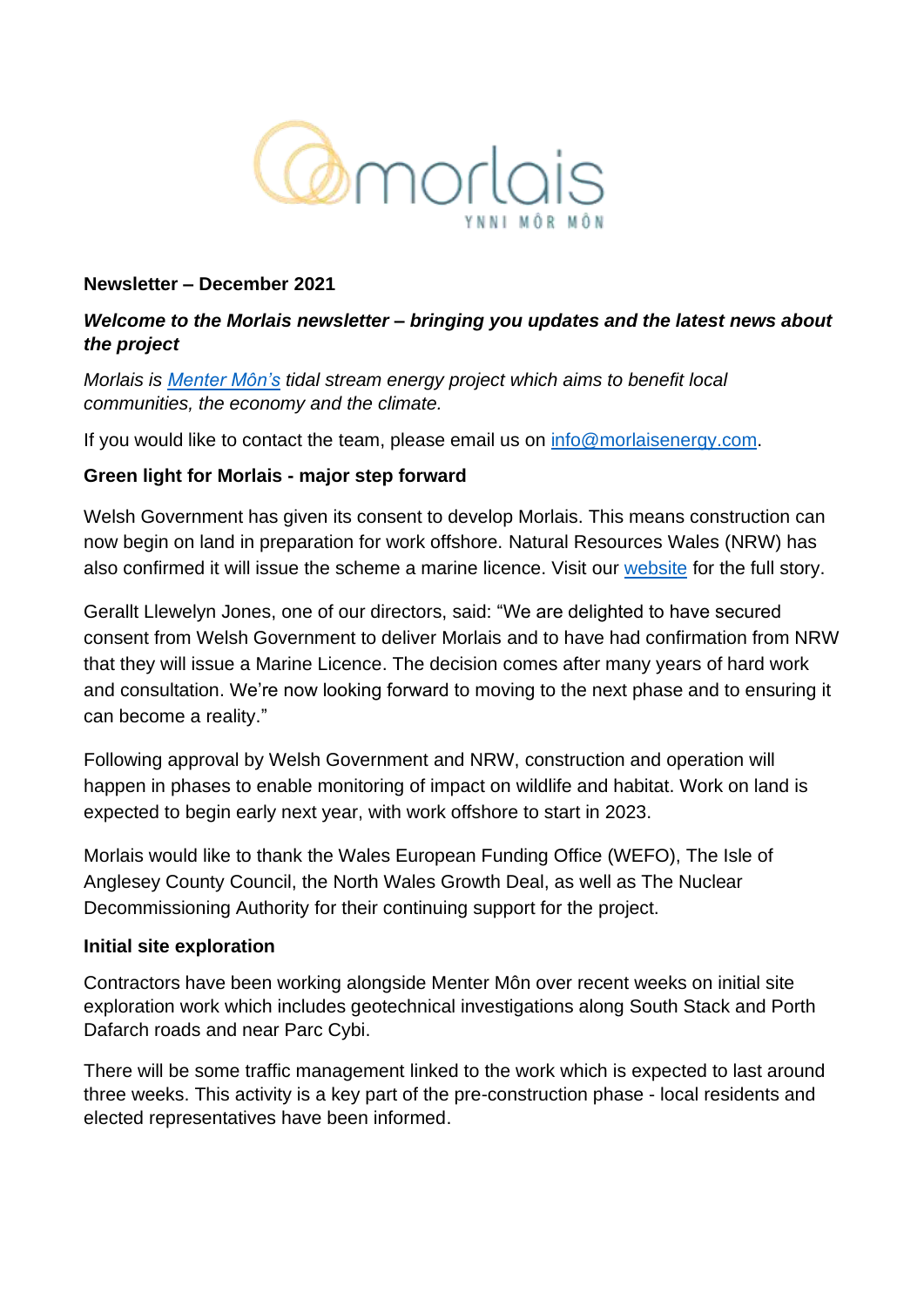morlais

YNNI MÔR MÔN

**Newsletter – December 2021**

***Welcome to the Morlais newsletter – bringing you updates and the latest news about the project***

*Morlais is [Menter Môn's](#) tidal stream energy project which aims to benefit local communities, the economy and the climate.*

If you would like to contact the team, please email us on [info@morlaisenergy.com](mailto:info@morlaisenergy.com).

**Green light for Morlais - major step forward**

Welsh Government has given its consent to develop Morlais. This means construction can now begin on land in preparation for work offshore. Natural Resources Wales (NRW) has also confirmed it will issue the scheme a marine licence. Visit our [website](#) for the full story.

Gerallt Llewelyn Jones, one of our directors, said: "We are delighted to have secured consent from Welsh Government to deliver Morlais and to have had confirmation from NRW that they will issue a Marine Licence. The decision comes after many years of hard work and consultation. We're now looking forward to moving to the next phase and to ensuring it can become a reality."

Following approval by Welsh Government and NRW, construction and operation will happen in phases to enable monitoring of impact on wildlife and habitat. Work on land is expected to begin early next year, with work offshore to start in 2023.

Morlais would like to thank the Wales European Funding Office (WEFO), The Isle of Anglesey County Council, the North Wales Growth Deal, as well as The Nuclear Decommissioning Authority for their continuing support for the project.

**Initial site exploration**

Contractors have been working alongside Menter Môn over recent weeks on initial site exploration work which includes geotechnical investigations along South Stack and Porth Dafarch roads and near Parc Cybi.

There will be some traffic management linked to the work which is expected to last around three weeks. This activity is a key part of the pre-construction phase - local residents and elected representatives have been informed.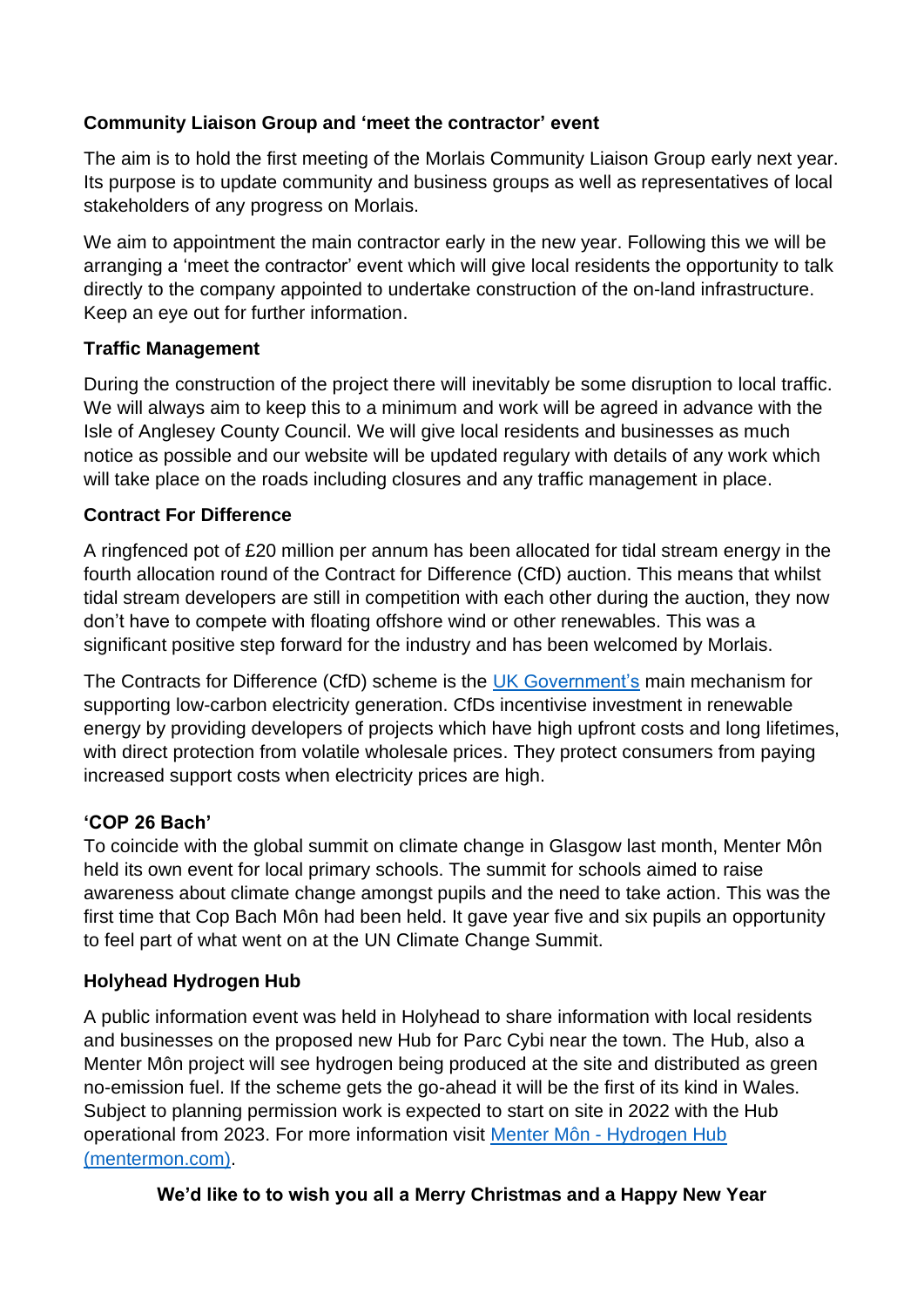**Community Liaison Group and 'meet the contractor' event**

The aim is to hold the first meeting of the Morlais Community Liaison Group early next year. Its purpose is to update community and business groups as well as representatives of local stakeholders of any progress on Morlais.

We aim to appointment the main contractor early in the new year. Following this we will be arranging a 'meet the contractor' event which will give local residents the opportunity to talk directly to the company appointed to undertake construction of the on-land infrastructure. Keep an eye out for further information.

**Traffic Management**

During the construction of the project there will inevitably be some disruption to local traffic. We will always aim to keep this to a minimum and work will be agreed in advance with the Isle of Anglesey County Council. We will give local residents and businesses as much notice as possible and our website will be updated regulary with details of any work which will take place on the roads including closures and any traffic management in place.

**Contract For Difference**

A ringfenced pot of £20 million per annum has been allocated for tidal stream energy in the fourth allocation round of the Contract for Difference (CfD) auction. This means that whilst tidal stream developers are still in competition with each other during the auction, they now don't have to compete with floating offshore wind or other renewables. This was a significant positive step forward for the industry and has been welcomed by Morlais.

The Contracts for Difference (CfD) scheme is the UK Government's main mechanism for supporting low-carbon electricity generation. CfDs incentivise investment in renewable energy by providing developers of projects which have high upfront costs and long lifetimes, with direct protection from volatile wholesale prices. They protect consumers from paying increased support costs when electricity prices are high.

**'COP 26 Bach'**

To coincide with the global summit on climate change in Glasgow last month, Menter Môn held its own event for local primary schools. The summit for schools aimed to raise awareness about climate change amongst pupils and the need to take action. This was the first time that Cop Bach Môn had been held. It gave year five and six pupils an opportunity to feel part of what went on at the UN Climate Change Summit.

**Holyhead Hydrogen Hub**

A public information event was held in Holyhead to share information with local residents and businesses on the proposed new Hub for Parc Cybi near the town. The Hub, also a Menter Môn project will see hydrogen being produced at the site and distributed as green no-emission fuel. If the scheme gets the go-ahead it will be the first of its kind in Wales. Subject to planning permission work is expected to start on site in 2022 with the Hub operational from 2023. For more information visit Menter Môn - Hydrogen Hub (mentermon.com).

**We'd like to to wish you all a Merry Christmas and a Happy New Year**